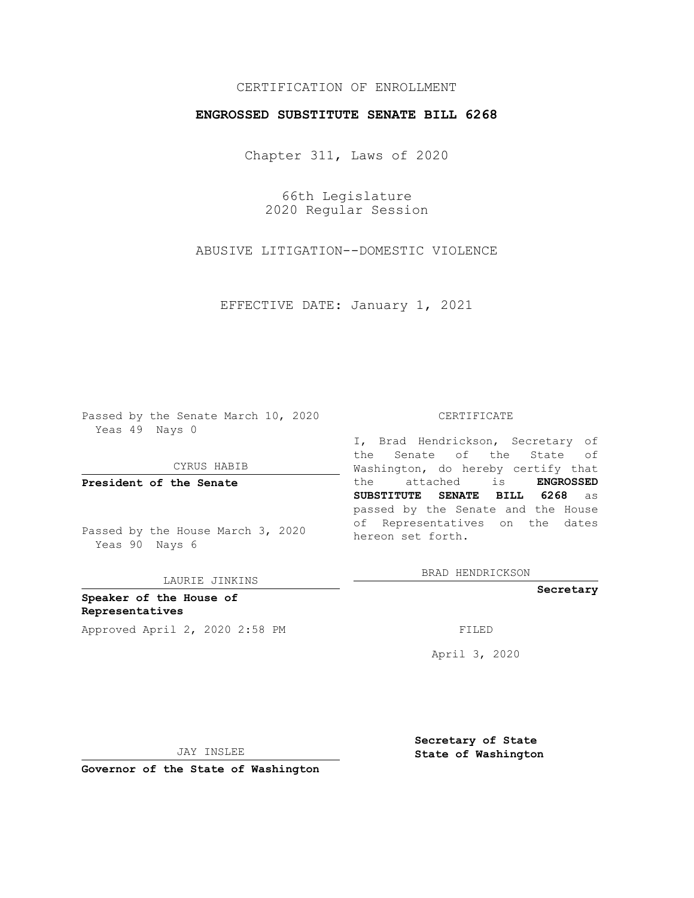CERTIFICATION OF ENROLLMENT

**ENGROSSED SUBSTITUTE SENATE BILL 6268**

Chapter 311, Laws of 2020

66th Legislature
2020 Regular Session

ABUSIVE LITIGATION--DOMESTIC VIOLENCE

EFFECTIVE DATE: January 1, 2021

Passed by the Senate March 10, 2020
Yeas 49 Nays 0

CYRUS HABIB

**President of the Senate**

Passed by the House March 3, 2020
Yeas 90 Nays 6

LAURIE JINKINS

**Speaker of the House of Representatives**

Approved April 2, 2020 2:58 PM

JAY INSLEE

**Governor of the State of Washington**

CERTIFICATE

I, Brad Hendrickson, Secretary of the Senate of the State of Washington, do hereby certify that the attached is **ENGROSSED SUBSTITUTE SENATE BILL 6268** as passed by the Senate and the House of Representatives on the dates hereon set forth.

BRAD HENDRICKSON

**Secretary**

FILED

April 3, 2020

**Secretary of State**
**State of Washington**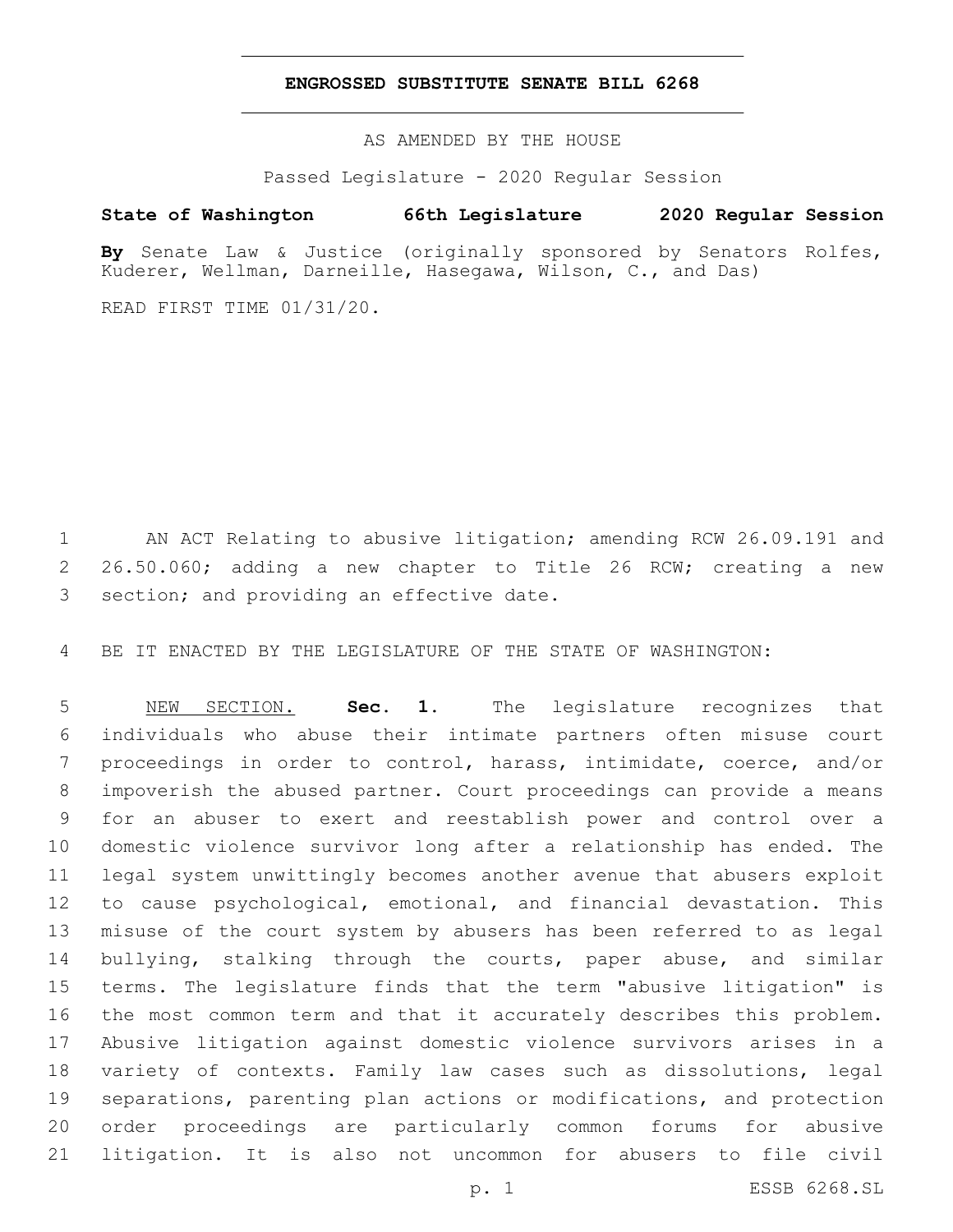# ENGROSSED SUBSTITUTE SENATE BILL 6268

AS AMENDED BY THE HOUSE

Passed Legislature - 2020 Regular Session

**State of Washington 66th Legislature 2020 Regular Session**

**By** Senate Law & Justice (originally sponsored by Senators Rolfes, Kuderer, Wellman, Darneille, Hasegawa, Wilson, C., and Das)

READ FIRST TIME 01/31/20.

AN ACT Relating to abusive litigation; amending RCW 26.09.191 and 26.50.060; adding a new chapter to Title 26 RCW; creating a new section; and providing an effective date.

BE IT ENACTED BY THE LEGISLATURE OF THE STATE OF WASHINGTON:

NEW SECTION. **Sec. 1.** The legislature recognizes that individuals who abuse their intimate partners often misuse court proceedings in order to control, harass, intimidate, coerce, and/or impoverish the abused partner. Court proceedings can provide a means for an abuser to exert and reestablish power and control over a domestic violence survivor long after a relationship has ended. The legal system unwittingly becomes another avenue that abusers exploit to cause psychological, emotional, and financial devastation. This misuse of the court system by abusers has been referred to as legal bullying, stalking through the courts, paper abuse, and similar terms. The legislature finds that the term "abusive litigation" is the most common term and that it accurately describes this problem. Abusive litigation against domestic violence survivors arises in a variety of contexts. Family law cases such as dissolutions, legal separations, parenting plan actions or modifications, and protection order proceedings are particularly common forums for abusive litigation. It is also not uncommon for abusers to file civil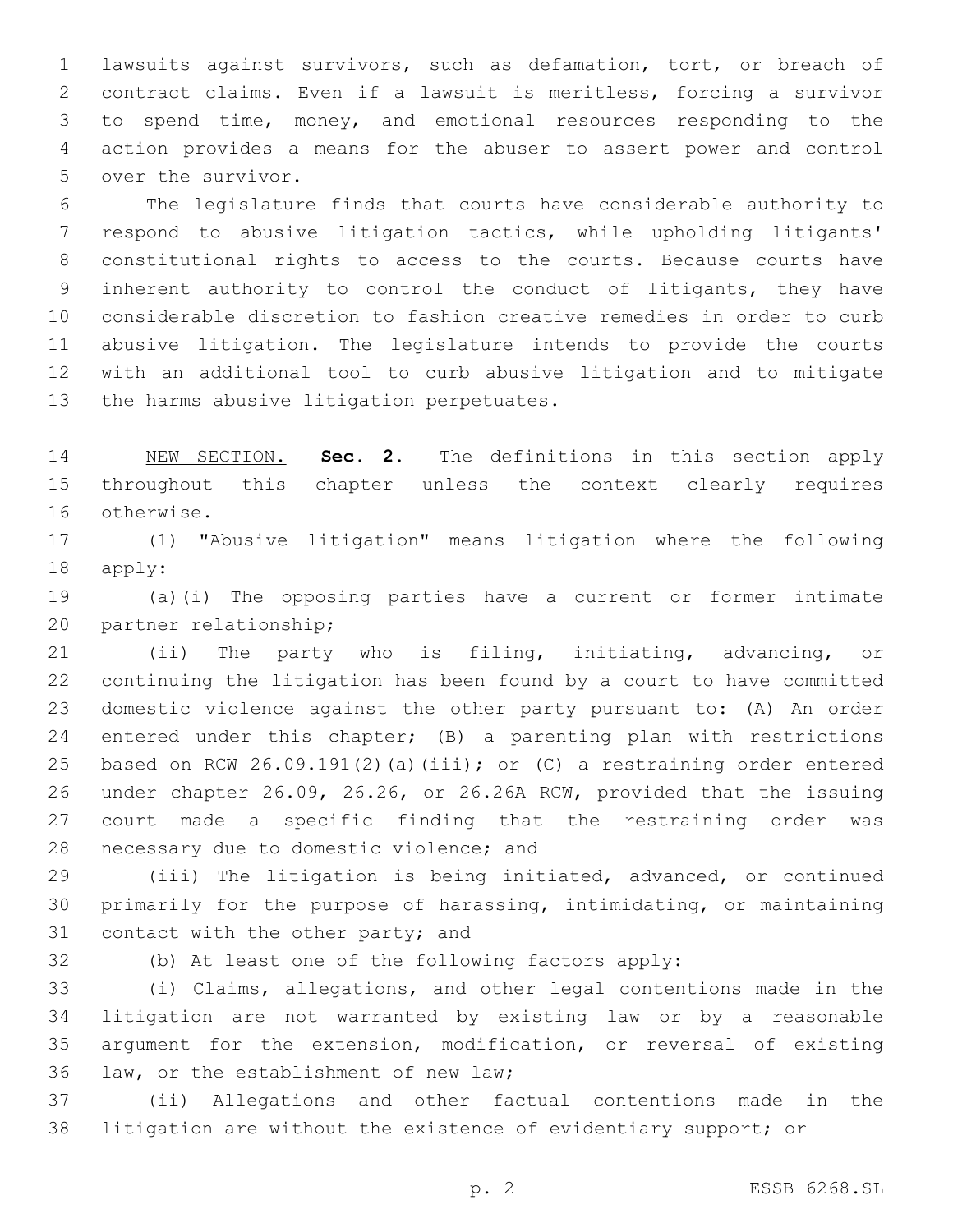lawsuits against survivors, such as defamation, tort, or breach of contract claims. Even if a lawsuit is meritless, forcing a survivor to spend time, money, and emotional resources responding to the action provides a means for the abuser to assert power and control over the survivor.

The legislature finds that courts have considerable authority to respond to abusive litigation tactics, while upholding litigants' constitutional rights to access to the courts. Because courts have inherent authority to control the conduct of litigants, they have considerable discretion to fashion creative remedies in order to curb abusive litigation. The legislature intends to provide the courts with an additional tool to curb abusive litigation and to mitigate the harms abusive litigation perpetuates.

NEW SECTION. **Sec. 2.** The definitions in this section apply throughout this chapter unless the context clearly requires otherwise.

(1) "Abusive litigation" means litigation where the following apply:

(a)(i) The opposing parties have a current or former intimate partner relationship;

(ii) The party who is filing, initiating, advancing, or continuing the litigation has been found by a court to have committed domestic violence against the other party pursuant to: (A) An order entered under this chapter; (B) a parenting plan with restrictions based on RCW 26.09.191(2)(a)(iii); or (C) a restraining order entered under chapter 26.09, 26.26, or 26.26A RCW, provided that the issuing court made a specific finding that the restraining order was necessary due to domestic violence; and

(iii) The litigation is being initiated, advanced, or continued primarily for the purpose of harassing, intimidating, or maintaining contact with the other party; and

(b) At least one of the following factors apply:

(i) Claims, allegations, and other legal contentions made in the litigation are not warranted by existing law or by a reasonable argument for the extension, modification, or reversal of existing law, or the establishment of new law;

(ii) Allegations and other factual contentions made in the litigation are without the existence of evidentiary support; or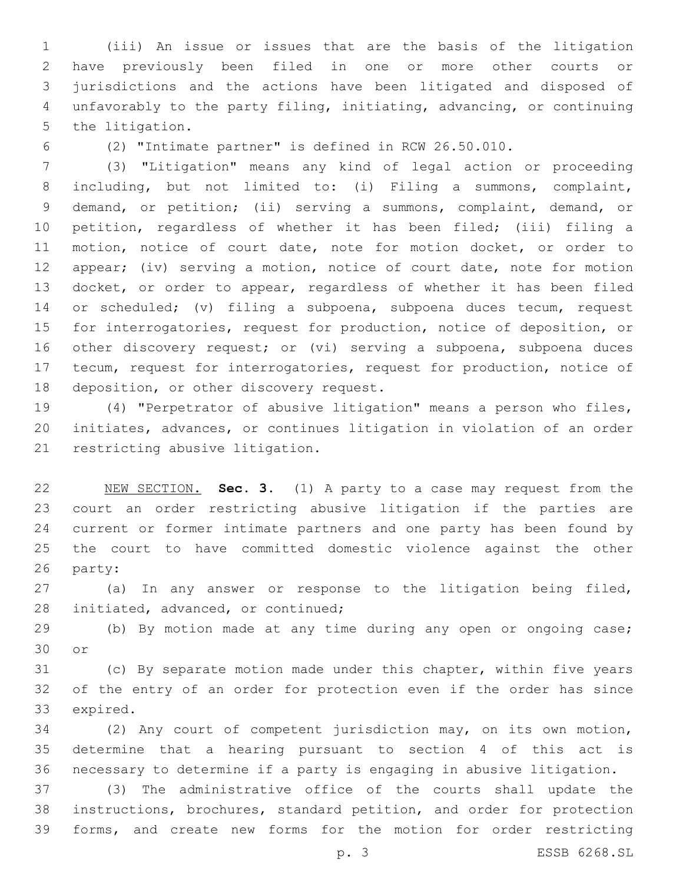(iii) An issue or issues that are the basis of the litigation have previously been filed in one or more other courts or jurisdictions and the actions have been litigated and disposed of unfavorably to the party filing, initiating, advancing, or continuing the litigation.

(2) "Intimate partner" is defined in RCW 26.50.010.

(3) "Litigation" means any kind of legal action or proceeding including, but not limited to: (i) Filing a summons, complaint, demand, or petition; (ii) serving a summons, complaint, demand, or petition, regardless of whether it has been filed; (iii) filing a motion, notice of court date, note for motion docket, or order to appear; (iv) serving a motion, notice of court date, note for motion docket, or order to appear, regardless of whether it has been filed or scheduled; (v) filing a subpoena, subpoena duces tecum, request for interrogatories, request for production, notice of deposition, or other discovery request; or (vi) serving a subpoena, subpoena duces tecum, request for interrogatories, request for production, notice of deposition, or other discovery request.

(4) "Perpetrator of abusive litigation" means a person who files, initiates, advances, or continues litigation in violation of an order restricting abusive litigation.

NEW SECTION. **Sec. 3.** (1) A party to a case may request from the court an order restricting abusive litigation if the parties are current or former intimate partners and one party has been found by the court to have committed domestic violence against the other party:

(a) In any answer or response to the litigation being filed, initiated, advanced, or continued;

(b) By motion made at any time during any open or ongoing case; or

(c) By separate motion made under this chapter, within five years of the entry of an order for protection even if the order has since expired.

(2) Any court of competent jurisdiction may, on its own motion, determine that a hearing pursuant to section 4 of this act is necessary to determine if a party is engaging in abusive litigation.

(3) The administrative office of the courts shall update the instructions, brochures, standard petition, and order for protection forms, and create new forms for the motion for order restricting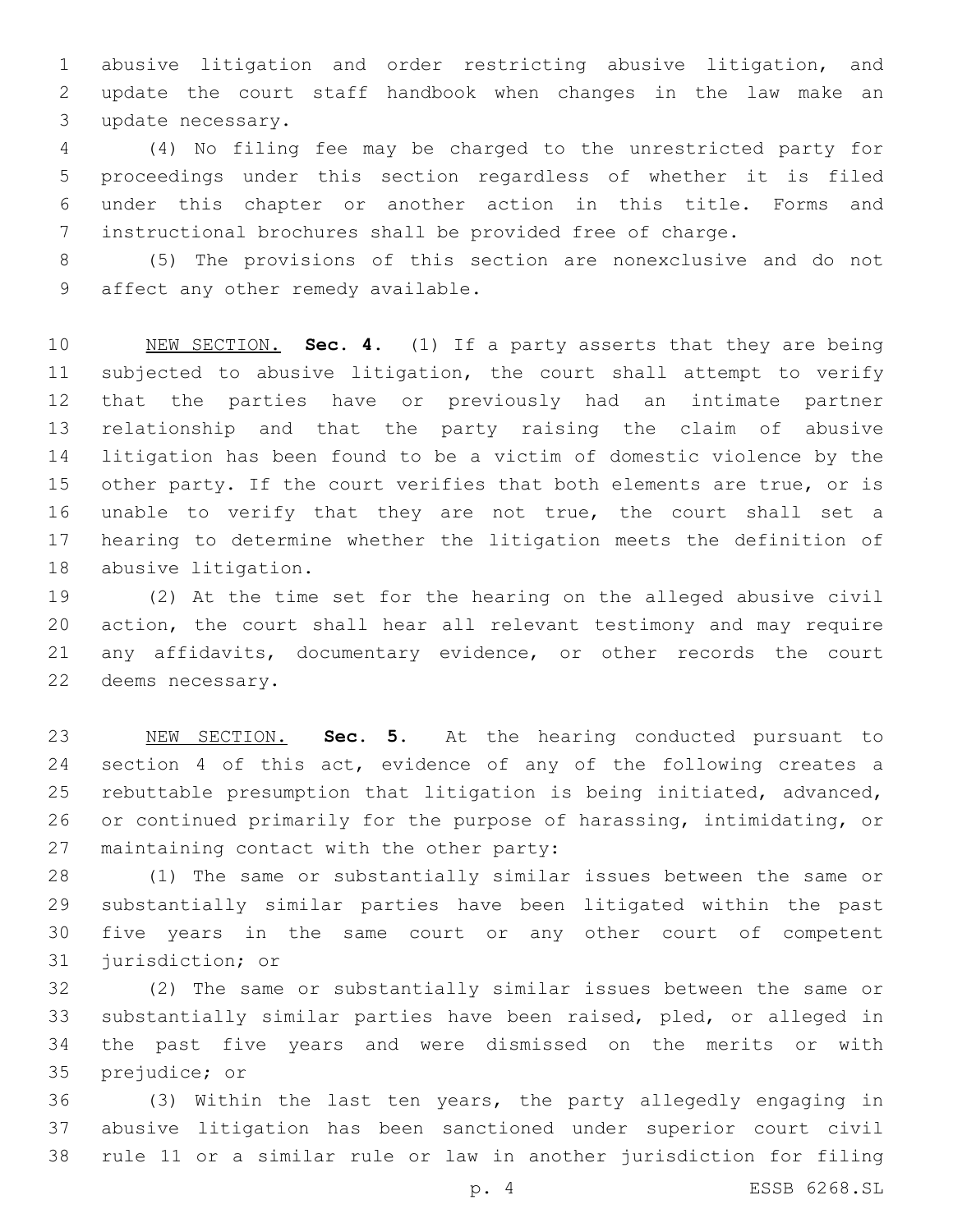abusive litigation and order restricting abusive litigation, and update the court staff handbook when changes in the law make an update necessary.

(4) No filing fee may be charged to the unrestricted party for proceedings under this section regardless of whether it is filed under this chapter or another action in this title. Forms and instructional brochures shall be provided free of charge.

(5) The provisions of this section are nonexclusive and do not affect any other remedy available.

NEW SECTION. **Sec. 4.** (1) If a party asserts that they are being subjected to abusive litigation, the court shall attempt to verify that the parties have or previously had an intimate partner relationship and that the party raising the claim of abusive litigation has been found to be a victim of domestic violence by the other party. If the court verifies that both elements are true, or is unable to verify that they are not true, the court shall set a hearing to determine whether the litigation meets the definition of abusive litigation.

(2) At the time set for the hearing on the alleged abusive civil action, the court shall hear all relevant testimony and may require any affidavits, documentary evidence, or other records the court deems necessary.

NEW SECTION. **Sec. 5.** At the hearing conducted pursuant to section 4 of this act, evidence of any of the following creates a rebuttable presumption that litigation is being initiated, advanced, or continued primarily for the purpose of harassing, intimidating, or maintaining contact with the other party:

(1) The same or substantially similar issues between the same or substantially similar parties have been litigated within the past five years in the same court or any other court of competent jurisdiction; or

(2) The same or substantially similar issues between the same or substantially similar parties have been raised, pled, or alleged in the past five years and were dismissed on the merits or with prejudice; or

(3) Within the last ten years, the party allegedly engaging in abusive litigation has been sanctioned under superior court civil rule 11 or a similar rule or law in another jurisdiction for filing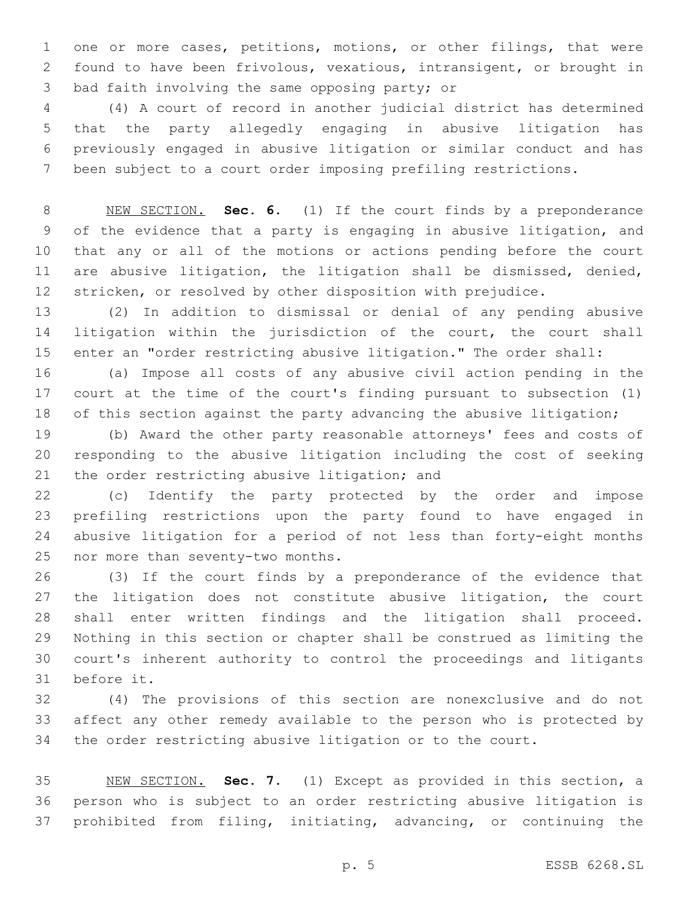one or more cases, petitions, motions, or other filings, that were found to have been frivolous, vexatious, intransigent, or brought in bad faith involving the same opposing party; or

(4) A court of record in another judicial district has determined that the party allegedly engaging in abusive litigation has previously engaged in abusive litigation or similar conduct and has been subject to a court order imposing prefiling restrictions.

NEW SECTION. **Sec. 6.** (1) If the court finds by a preponderance of the evidence that a party is engaging in abusive litigation, and that any or all of the motions or actions pending before the court are abusive litigation, the litigation shall be dismissed, denied, stricken, or resolved by other disposition with prejudice.

(2) In addition to dismissal or denial of any pending abusive litigation within the jurisdiction of the court, the court shall enter an "order restricting abusive litigation." The order shall:

(a) Impose all costs of any abusive civil action pending in the court at the time of the court's finding pursuant to subsection (1) of this section against the party advancing the abusive litigation;

(b) Award the other party reasonable attorneys' fees and costs of responding to the abusive litigation including the cost of seeking the order restricting abusive litigation; and

(c) Identify the party protected by the order and impose prefiling restrictions upon the party found to have engaged in abusive litigation for a period of not less than forty-eight months nor more than seventy-two months.

(3) If the court finds by a preponderance of the evidence that the litigation does not constitute abusive litigation, the court shall enter written findings and the litigation shall proceed. Nothing in this section or chapter shall be construed as limiting the court's inherent authority to control the proceedings and litigants before it.

(4) The provisions of this section are nonexclusive and do not affect any other remedy available to the person who is protected by the order restricting abusive litigation or to the court.

NEW SECTION. **Sec. 7.** (1) Except as provided in this section, a person who is subject to an order restricting abusive litigation is prohibited from filing, initiating, advancing, or continuing the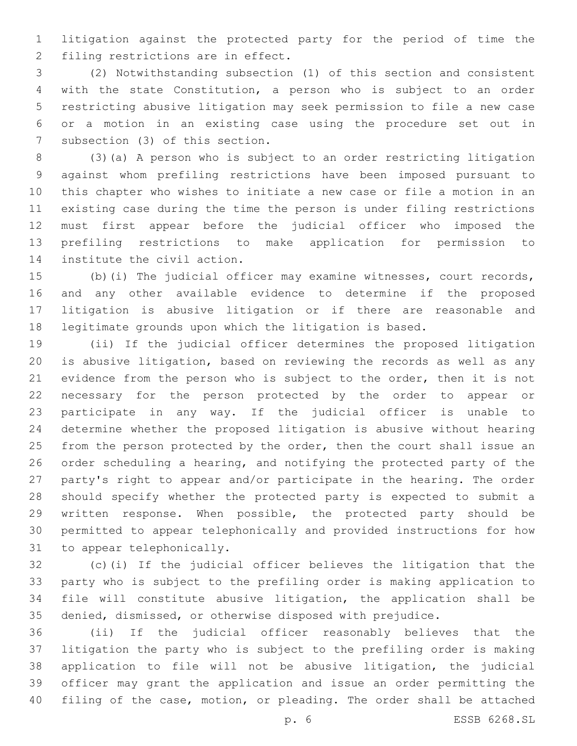litigation against the protected party for the period of time the filing restrictions are in effect.

(2) Notwithstanding subsection (1) of this section and consistent with the state Constitution, a person who is subject to an order restricting abusive litigation may seek permission to file a new case or a motion in an existing case using the procedure set out in subsection (3) of this section.

(3)(a) A person who is subject to an order restricting litigation against whom prefiling restrictions have been imposed pursuant to this chapter who wishes to initiate a new case or file a motion in an existing case during the time the person is under filing restrictions must first appear before the judicial officer who imposed the prefiling restrictions to make application for permission to institute the civil action.

(b)(i) The judicial officer may examine witnesses, court records, and any other available evidence to determine if the proposed litigation is abusive litigation or if there are reasonable and legitimate grounds upon which the litigation is based.

(ii) If the judicial officer determines the proposed litigation is abusive litigation, based on reviewing the records as well as any evidence from the person who is subject to the order, then it is not necessary for the person protected by the order to appear or participate in any way. If the judicial officer is unable to determine whether the proposed litigation is abusive without hearing from the person protected by the order, then the court shall issue an order scheduling a hearing, and notifying the protected party of the party's right to appear and/or participate in the hearing. The order should specify whether the protected party is expected to submit a written response. When possible, the protected party should be permitted to appear telephonically and provided instructions for how to appear telephonically.

(c)(i) If the judicial officer believes the litigation that the party who is subject to the prefiling order is making application to file will constitute abusive litigation, the application shall be denied, dismissed, or otherwise disposed with prejudice.

(ii) If the judicial officer reasonably believes that the litigation the party who is subject to the prefiling order is making application to file will not be abusive litigation, the judicial officer may grant the application and issue an order permitting the filing of the case, motion, or pleading. The order shall be attached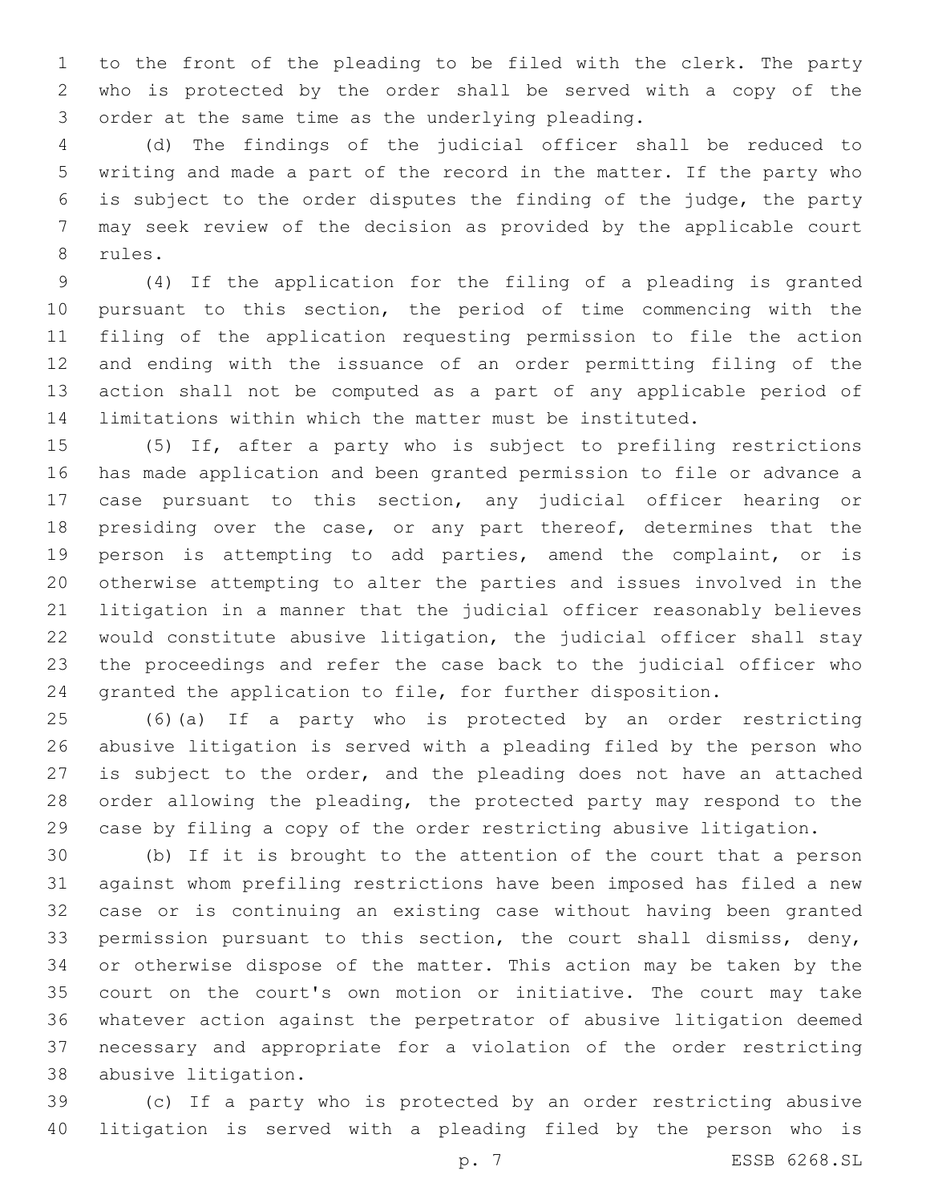to the front of the pleading to be filed with the clerk. The party who is protected by the order shall be served with a copy of the order at the same time as the underlying pleading.

(d) The findings of the judicial officer shall be reduced to writing and made a part of the record in the matter. If the party who is subject to the order disputes the finding of the judge, the party may seek review of the decision as provided by the applicable court rules.

(4) If the application for the filing of a pleading is granted pursuant to this section, the period of time commencing with the filing of the application requesting permission to file the action and ending with the issuance of an order permitting filing of the action shall not be computed as a part of any applicable period of limitations within which the matter must be instituted.

(5) If, after a party who is subject to prefiling restrictions has made application and been granted permission to file or advance a case pursuant to this section, any judicial officer hearing or presiding over the case, or any part thereof, determines that the person is attempting to add parties, amend the complaint, or is otherwise attempting to alter the parties and issues involved in the litigation in a manner that the judicial officer reasonably believes would constitute abusive litigation, the judicial officer shall stay the proceedings and refer the case back to the judicial officer who granted the application to file, for further disposition.

(6)(a) If a party who is protected by an order restricting abusive litigation is served with a pleading filed by the person who is subject to the order, and the pleading does not have an attached order allowing the pleading, the protected party may respond to the case by filing a copy of the order restricting abusive litigation.

(b) If it is brought to the attention of the court that a person against whom prefiling restrictions have been imposed has filed a new case or is continuing an existing case without having been granted permission pursuant to this section, the court shall dismiss, deny, or otherwise dispose of the matter. This action may be taken by the court on the court's own motion or initiative. The court may take whatever action against the perpetrator of abusive litigation deemed necessary and appropriate for a violation of the order restricting abusive litigation.

(c) If a party who is protected by an order restricting abusive litigation is served with a pleading filed by the person who is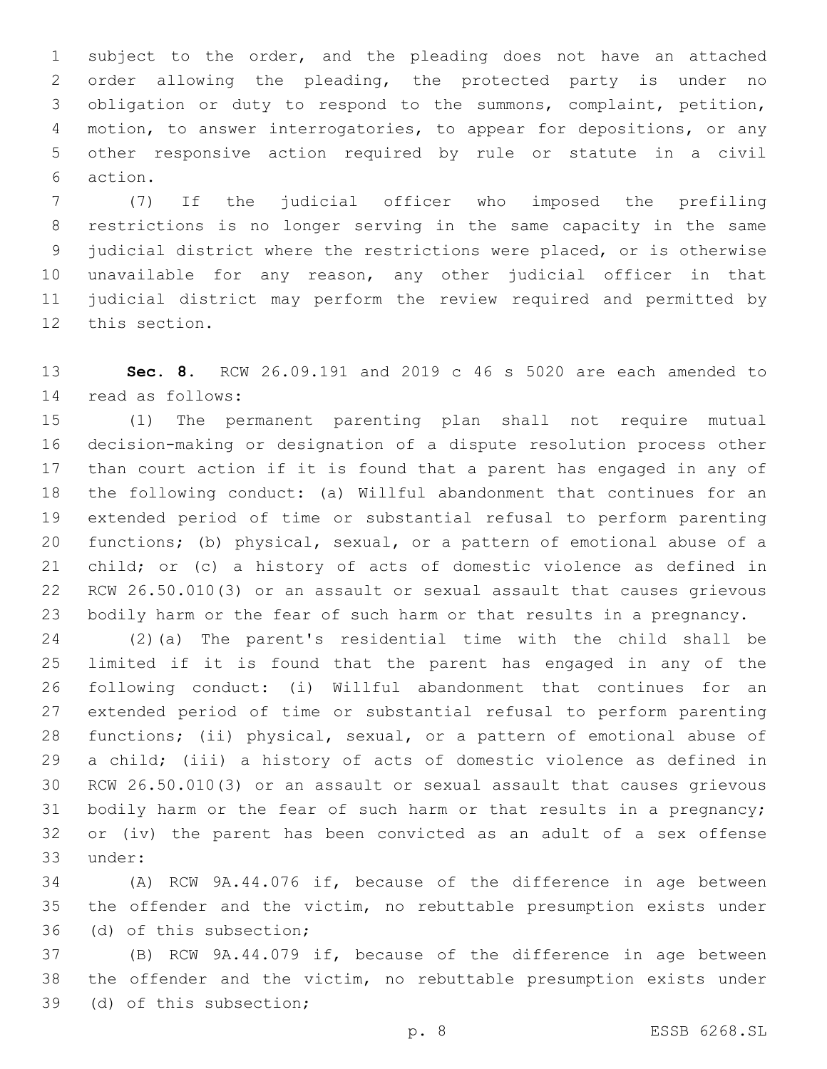subject to the order, and the pleading does not have an attached order allowing the pleading, the protected party is under no obligation or duty to respond to the summons, complaint, petition, motion, to answer interrogatories, to appear for depositions, or any other responsive action required by rule or statute in a civil action.

(7) If the judicial officer who imposed the prefiling restrictions is no longer serving in the same capacity in the same judicial district where the restrictions were placed, or is otherwise unavailable for any reason, any other judicial officer in that judicial district may perform the review required and permitted by this section.

**Sec. 8.** RCW 26.09.191 and 2019 c 46 s 5020 are each amended to read as follows:

(1) The permanent parenting plan shall not require mutual decision-making or designation of a dispute resolution process other than court action if it is found that a parent has engaged in any of the following conduct: (a) Willful abandonment that continues for an extended period of time or substantial refusal to perform parenting functions; (b) physical, sexual, or a pattern of emotional abuse of a child; or (c) a history of acts of domestic violence as defined in RCW 26.50.010(3) or an assault or sexual assault that causes grievous bodily harm or the fear of such harm or that results in a pregnancy.

(2)(a) The parent's residential time with the child shall be limited if it is found that the parent has engaged in any of the following conduct: (i) Willful abandonment that continues for an extended period of time or substantial refusal to perform parenting functions; (ii) physical, sexual, or a pattern of emotional abuse of a child; (iii) a history of acts of domestic violence as defined in RCW 26.50.010(3) or an assault or sexual assault that causes grievous bodily harm or the fear of such harm or that results in a pregnancy; or (iv) the parent has been convicted as an adult of a sex offense under:

(A) RCW 9A.44.076 if, because of the difference in age between the offender and the victim, no rebuttable presumption exists under (d) of this subsection;

(B) RCW 9A.44.079 if, because of the difference in age between the offender and the victim, no rebuttable presumption exists under (d) of this subsection;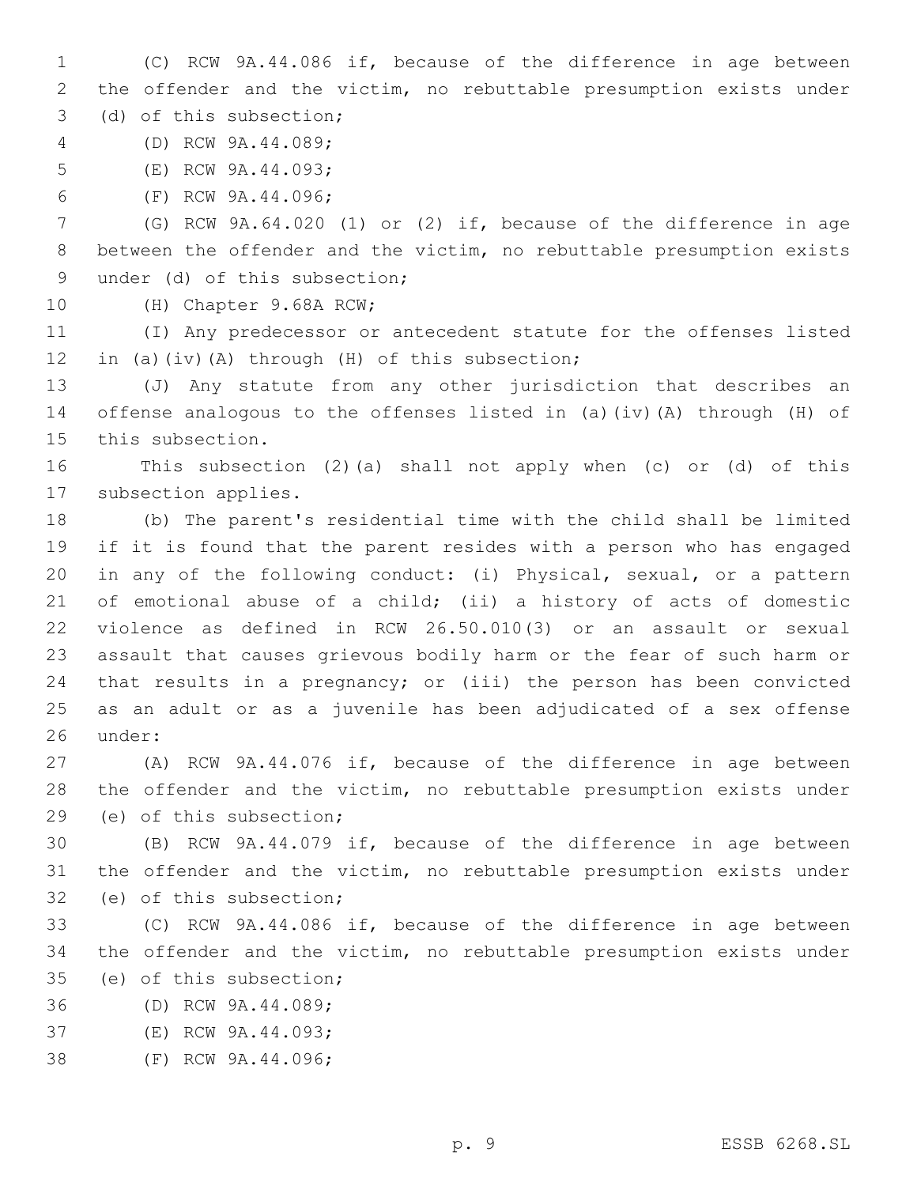(C) RCW 9A.44.086 if, because of the difference in age between the offender and the victim, no rebuttable presumption exists under (d) of this subsection;

(D) RCW 9A.44.089;

(E) RCW 9A.44.093;

(F) RCW 9A.44.096;

(G) RCW 9A.64.020 (1) or (2) if, because of the difference in age between the offender and the victim, no rebuttable presumption exists under (d) of this subsection;

(H) Chapter 9.68A RCW;

(I) Any predecessor or antecedent statute for the offenses listed in (a)(iv)(A) through (H) of this subsection;

(J) Any statute from any other jurisdiction that describes an offense analogous to the offenses listed in (a)(iv)(A) through (H) of this subsection.

This subsection (2)(a) shall not apply when (c) or (d) of this subsection applies.

(b) The parent's residential time with the child shall be limited if it is found that the parent resides with a person who has engaged in any of the following conduct: (i) Physical, sexual, or a pattern of emotional abuse of a child; (ii) a history of acts of domestic violence as defined in RCW 26.50.010(3) or an assault or sexual assault that causes grievous bodily harm or the fear of such harm or that results in a pregnancy; or (iii) the person has been convicted as an adult or as a juvenile has been adjudicated of a sex offense under:

(A) RCW 9A.44.076 if, because of the difference in age between the offender and the victim, no rebuttable presumption exists under (e) of this subsection;

(B) RCW 9A.44.079 if, because of the difference in age between the offender and the victim, no rebuttable presumption exists under (e) of this subsection;

(C) RCW 9A.44.086 if, because of the difference in age between the offender and the victim, no rebuttable presumption exists under (e) of this subsection;

(D) RCW 9A.44.089;

(E) RCW 9A.44.093;

(F) RCW 9A.44.096;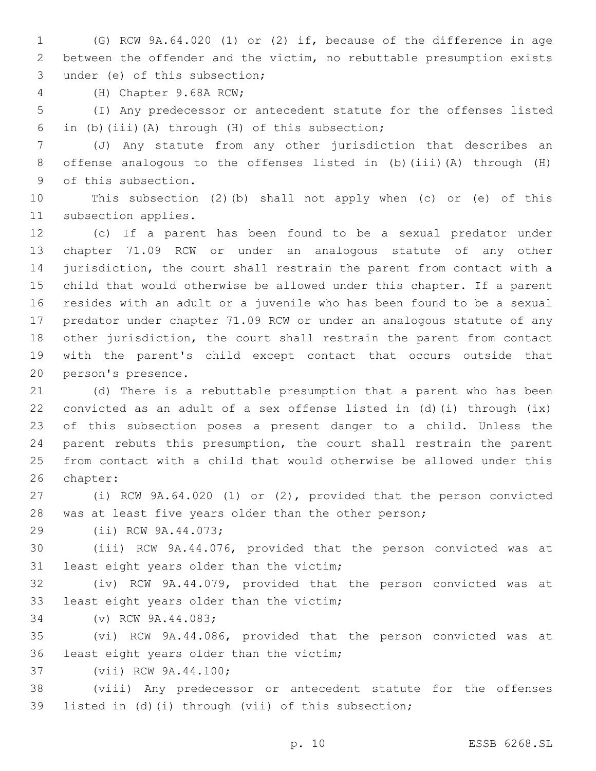(G) RCW 9A.64.020 (1) or (2) if, because of the difference in age between the offender and the victim, no rebuttable presumption exists under (e) of this subsection;

(H) Chapter 9.68A RCW;

(I) Any predecessor or antecedent statute for the offenses listed in (b)(iii)(A) through (H) of this subsection;

(J) Any statute from any other jurisdiction that describes an offense analogous to the offenses listed in (b)(iii)(A) through (H) of this subsection.

This subsection (2)(b) shall not apply when (c) or (e) of this subsection applies.

(c) If a parent has been found to be a sexual predator under chapter 71.09 RCW or under an analogous statute of any other jurisdiction, the court shall restrain the parent from contact with a child that would otherwise be allowed under this chapter. If a parent resides with an adult or a juvenile who has been found to be a sexual predator under chapter 71.09 RCW or under an analogous statute of any other jurisdiction, the court shall restrain the parent from contact with the parent's child except contact that occurs outside that person's presence.

(d) There is a rebuttable presumption that a parent who has been convicted as an adult of a sex offense listed in (d)(i) through (ix) of this subsection poses a present danger to a child. Unless the parent rebuts this presumption, the court shall restrain the parent from contact with a child that would otherwise be allowed under this chapter:

(i) RCW 9A.64.020 (1) or (2), provided that the person convicted was at least five years older than the other person;

(ii) RCW 9A.44.073;

(iii) RCW 9A.44.076, provided that the person convicted was at least eight years older than the victim;

(iv) RCW 9A.44.079, provided that the person convicted was at least eight years older than the victim;

(v) RCW 9A.44.083;

(vi) RCW 9A.44.086, provided that the person convicted was at least eight years older than the victim;

(vii) RCW 9A.44.100;

(viii) Any predecessor or antecedent statute for the offenses listed in (d)(i) through (vii) of this subsection;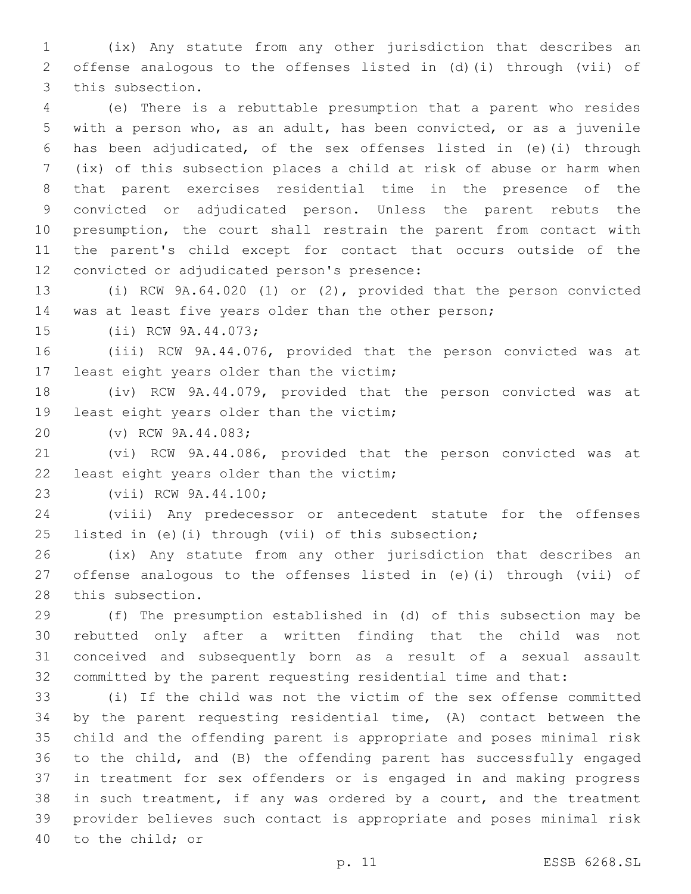(ix) Any statute from any other jurisdiction that describes an offense analogous to the offenses listed in (d)(i) through (vii) of this subsection.

(e) There is a rebuttable presumption that a parent who resides with a person who, as an adult, has been convicted, or as a juvenile has been adjudicated, of the sex offenses listed in (e)(i) through (ix) of this subsection places a child at risk of abuse or harm when that parent exercises residential time in the presence of the convicted or adjudicated person. Unless the parent rebuts the presumption, the court shall restrain the parent from contact with the parent's child except for contact that occurs outside of the convicted or adjudicated person's presence:

(i) RCW 9A.64.020 (1) or (2), provided that the person convicted was at least five years older than the other person;

(ii) RCW 9A.44.073;

(iii) RCW 9A.44.076, provided that the person convicted was at least eight years older than the victim;

(iv) RCW 9A.44.079, provided that the person convicted was at least eight years older than the victim;

(v) RCW 9A.44.083;

(vi) RCW 9A.44.086, provided that the person convicted was at least eight years older than the victim;

(vii) RCW 9A.44.100;

(viii) Any predecessor or antecedent statute for the offenses listed in (e)(i) through (vii) of this subsection;

(ix) Any statute from any other jurisdiction that describes an offense analogous to the offenses listed in (e)(i) through (vii) of this subsection.

(f) The presumption established in (d) of this subsection may be rebutted only after a written finding that the child was not conceived and subsequently born as a result of a sexual assault committed by the parent requesting residential time and that:

(i) If the child was not the victim of the sex offense committed by the parent requesting residential time, (A) contact between the child and the offending parent is appropriate and poses minimal risk to the child, and (B) the offending parent has successfully engaged in treatment for sex offenders or is engaged in and making progress in such treatment, if any was ordered by a court, and the treatment provider believes such contact is appropriate and poses minimal risk to the child; or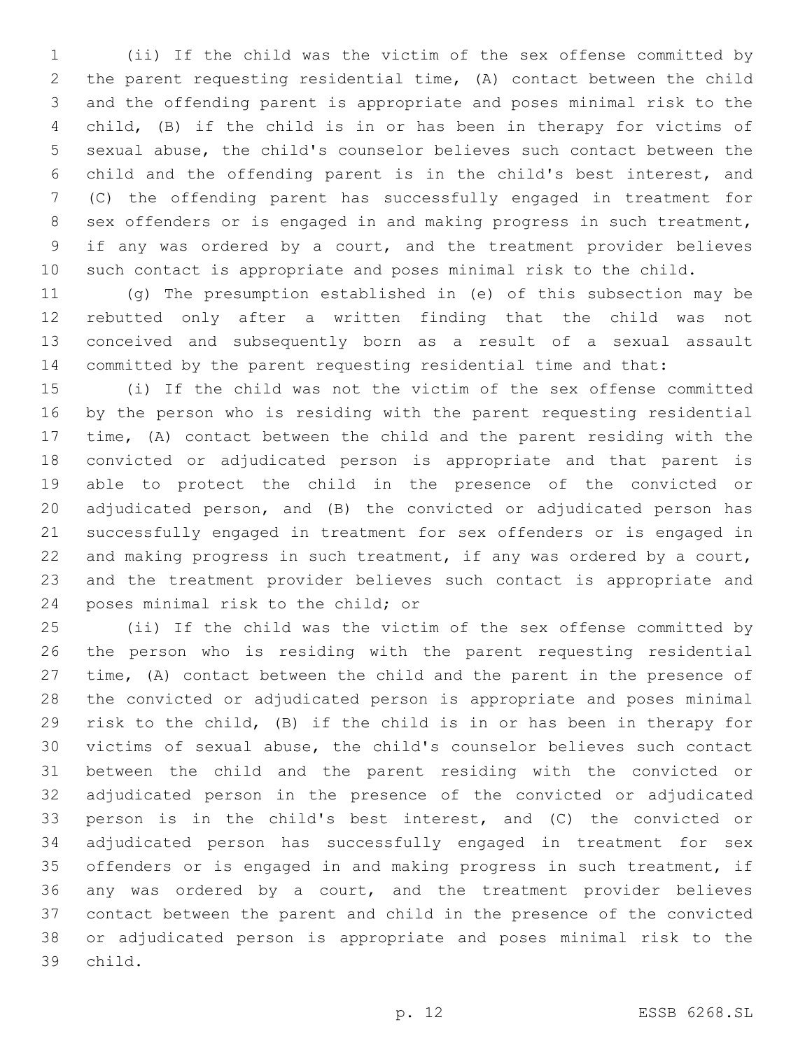(ii) If the child was the victim of the sex offense committed by the parent requesting residential time, (A) contact between the child and the offending parent is appropriate and poses minimal risk to the child, (B) if the child is in or has been in therapy for victims of sexual abuse, the child's counselor believes such contact between the child and the offending parent is in the child's best interest, and (C) the offending parent has successfully engaged in treatment for sex offenders or is engaged in and making progress in such treatment, if any was ordered by a court, and the treatment provider believes such contact is appropriate and poses minimal risk to the child.

(g) The presumption established in (e) of this subsection may be rebutted only after a written finding that the child was not conceived and subsequently born as a result of a sexual assault committed by the parent requesting residential time and that:

(i) If the child was not the victim of the sex offense committed by the person who is residing with the parent requesting residential time, (A) contact between the child and the parent residing with the convicted or adjudicated person is appropriate and that parent is able to protect the child in the presence of the convicted or adjudicated person, and (B) the convicted or adjudicated person has successfully engaged in treatment for sex offenders or is engaged in and making progress in such treatment, if any was ordered by a court, and the treatment provider believes such contact is appropriate and poses minimal risk to the child; or

(ii) If the child was the victim of the sex offense committed by the person who is residing with the parent requesting residential time, (A) contact between the child and the parent in the presence of the convicted or adjudicated person is appropriate and poses minimal risk to the child, (B) if the child is in or has been in therapy for victims of sexual abuse, the child's counselor believes such contact between the child and the parent residing with the convicted or adjudicated person in the presence of the convicted or adjudicated person is in the child's best interest, and (C) the convicted or adjudicated person has successfully engaged in treatment for sex offenders or is engaged in and making progress in such treatment, if any was ordered by a court, and the treatment provider believes contact between the parent and child in the presence of the convicted or adjudicated person is appropriate and poses minimal risk to the child.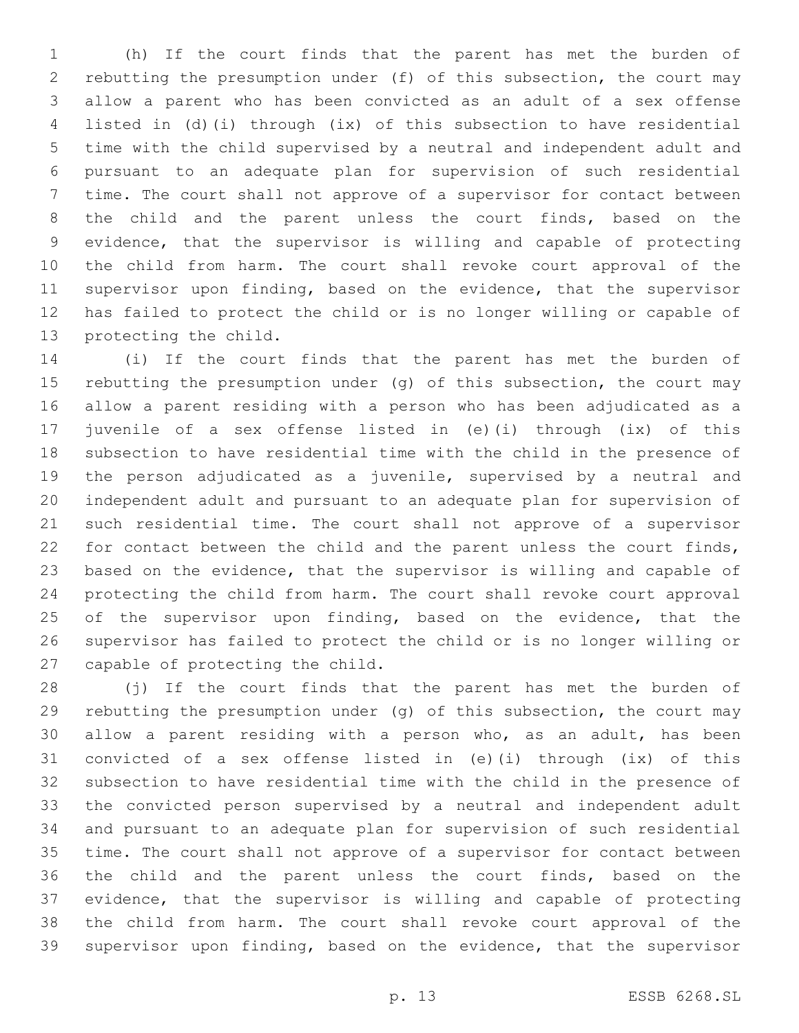(h) If the court finds that the parent has met the burden of rebutting the presumption under (f) of this subsection, the court may allow a parent who has been convicted as an adult of a sex offense listed in (d)(i) through (ix) of this subsection to have residential time with the child supervised by a neutral and independent adult and pursuant to an adequate plan for supervision of such residential time. The court shall not approve of a supervisor for contact between the child and the parent unless the court finds, based on the evidence, that the supervisor is willing and capable of protecting the child from harm. The court shall revoke court approval of the supervisor upon finding, based on the evidence, that the supervisor has failed to protect the child or is no longer willing or capable of protecting the child.

(i) If the court finds that the parent has met the burden of rebutting the presumption under (g) of this subsection, the court may allow a parent residing with a person who has been adjudicated as a juvenile of a sex offense listed in (e)(i) through (ix) of this subsection to have residential time with the child in the presence of the person adjudicated as a juvenile, supervised by a neutral and independent adult and pursuant to an adequate plan for supervision of such residential time. The court shall not approve of a supervisor for contact between the child and the parent unless the court finds, based on the evidence, that the supervisor is willing and capable of protecting the child from harm. The court shall revoke court approval of the supervisor upon finding, based on the evidence, that the supervisor has failed to protect the child or is no longer willing or capable of protecting the child.

(j) If the court finds that the parent has met the burden of rebutting the presumption under (g) of this subsection, the court may allow a parent residing with a person who, as an adult, has been convicted of a sex offense listed in (e)(i) through (ix) of this subsection to have residential time with the child in the presence of the convicted person supervised by a neutral and independent adult and pursuant to an adequate plan for supervision of such residential time. The court shall not approve of a supervisor for contact between the child and the parent unless the court finds, based on the evidence, that the supervisor is willing and capable of protecting the child from harm. The court shall revoke court approval of the supervisor upon finding, based on the evidence, that the supervisor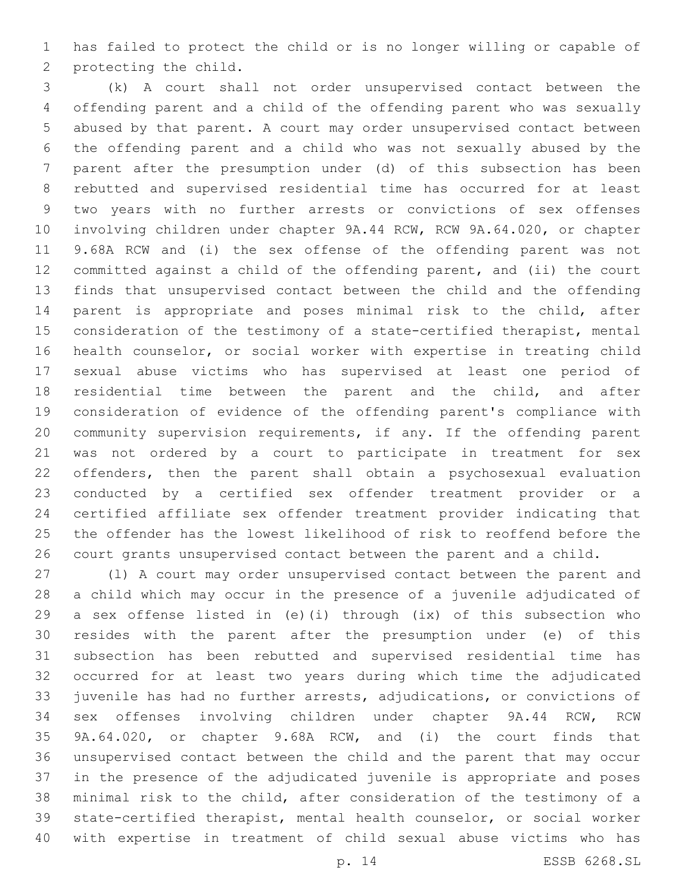has failed to protect the child or is no longer willing or capable of protecting the child.

(k) A court shall not order unsupervised contact between the offending parent and a child of the offending parent who was sexually abused by that parent. A court may order unsupervised contact between the offending parent and a child who was not sexually abused by the parent after the presumption under (d) of this subsection has been rebutted and supervised residential time has occurred for at least two years with no further arrests or convictions of sex offenses involving children under chapter 9A.44 RCW, RCW 9A.64.020, or chapter 9.68A RCW and (i) the sex offense of the offending parent was not committed against a child of the offending parent, and (ii) the court finds that unsupervised contact between the child and the offending parent is appropriate and poses minimal risk to the child, after consideration of the testimony of a state-certified therapist, mental health counselor, or social worker with expertise in treating child sexual abuse victims who has supervised at least one period of residential time between the parent and the child, and after consideration of evidence of the offending parent's compliance with community supervision requirements, if any. If the offending parent was not ordered by a court to participate in treatment for sex offenders, then the parent shall obtain a psychosexual evaluation conducted by a certified sex offender treatment provider or a certified affiliate sex offender treatment provider indicating that the offender has the lowest likelihood of risk to reoffend before the court grants unsupervised contact between the parent and a child.

(l) A court may order unsupervised contact between the parent and a child which may occur in the presence of a juvenile adjudicated of a sex offense listed in (e)(i) through (ix) of this subsection who resides with the parent after the presumption under (e) of this subsection has been rebutted and supervised residential time has occurred for at least two years during which time the adjudicated juvenile has had no further arrests, adjudications, or convictions of sex offenses involving children under chapter 9A.44 RCW, RCW 9A.64.020, or chapter 9.68A RCW, and (i) the court finds that unsupervised contact between the child and the parent that may occur in the presence of the adjudicated juvenile is appropriate and poses minimal risk to the child, after consideration of the testimony of a state-certified therapist, mental health counselor, or social worker with expertise in treatment of child sexual abuse victims who has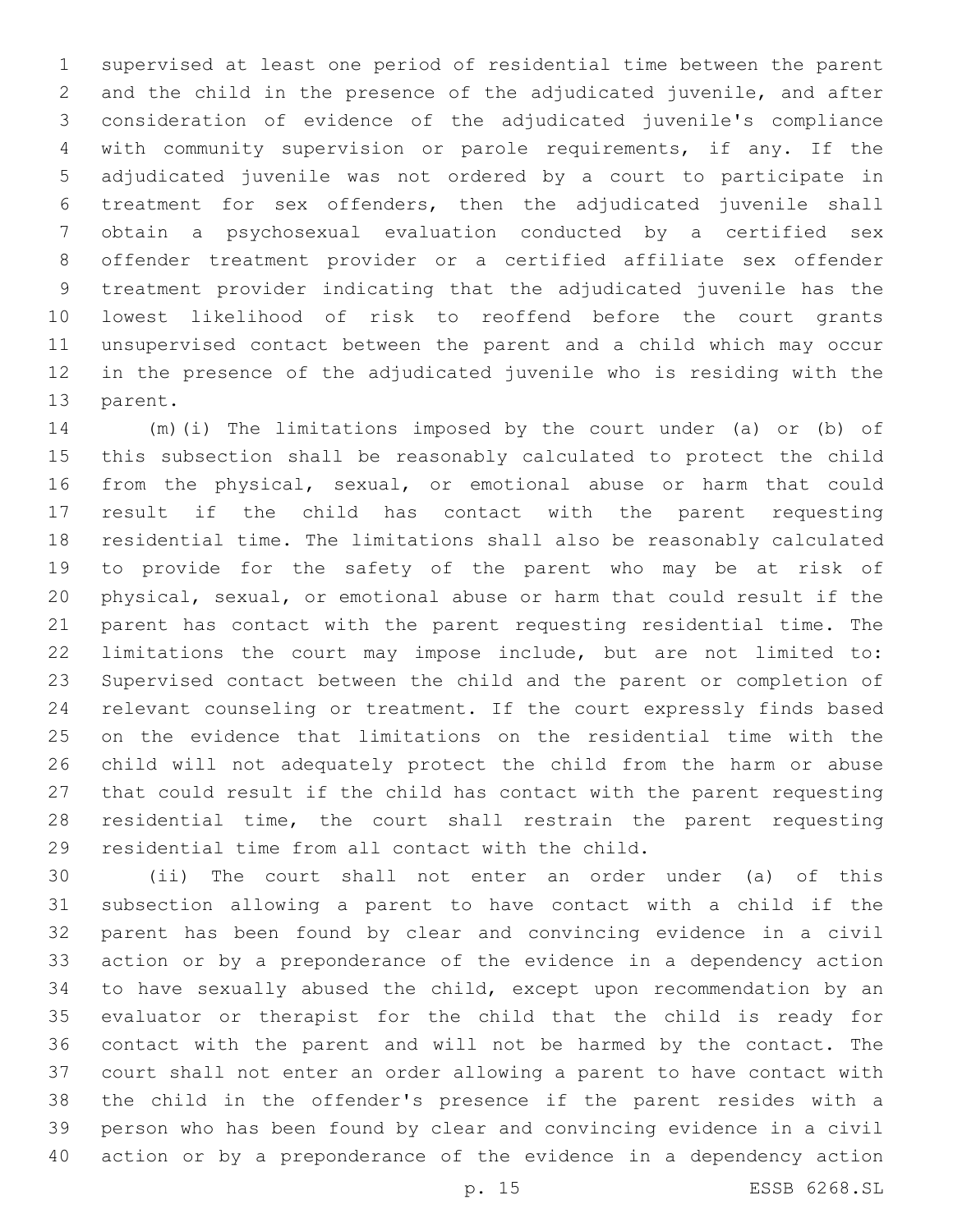supervised at least one period of residential time between the parent and the child in the presence of the adjudicated juvenile, and after consideration of evidence of the adjudicated juvenile's compliance with community supervision or parole requirements, if any. If the adjudicated juvenile was not ordered by a court to participate in treatment for sex offenders, then the adjudicated juvenile shall obtain a psychosexual evaluation conducted by a certified sex offender treatment provider or a certified affiliate sex offender treatment provider indicating that the adjudicated juvenile has the lowest likelihood of risk to reoffend before the court grants unsupervised contact between the parent and a child which may occur in the presence of the adjudicated juvenile who is residing with the parent.

(m)(i) The limitations imposed by the court under (a) or (b) of this subsection shall be reasonably calculated to protect the child from the physical, sexual, or emotional abuse or harm that could result if the child has contact with the parent requesting residential time. The limitations shall also be reasonably calculated to provide for the safety of the parent who may be at risk of physical, sexual, or emotional abuse or harm that could result if the parent has contact with the parent requesting residential time. The limitations the court may impose include, but are not limited to: Supervised contact between the child and the parent or completion of relevant counseling or treatment. If the court expressly finds based on the evidence that limitations on the residential time with the child will not adequately protect the child from the harm or abuse that could result if the child has contact with the parent requesting residential time, the court shall restrain the parent requesting residential time from all contact with the child.

(ii) The court shall not enter an order under (a) of this subsection allowing a parent to have contact with a child if the parent has been found by clear and convincing evidence in a civil action or by a preponderance of the evidence in a dependency action to have sexually abused the child, except upon recommendation by an evaluator or therapist for the child that the child is ready for contact with the parent and will not be harmed by the contact. The court shall not enter an order allowing a parent to have contact with the child in the offender's presence if the parent resides with a person who has been found by clear and convincing evidence in a civil action or by a preponderance of the evidence in a dependency action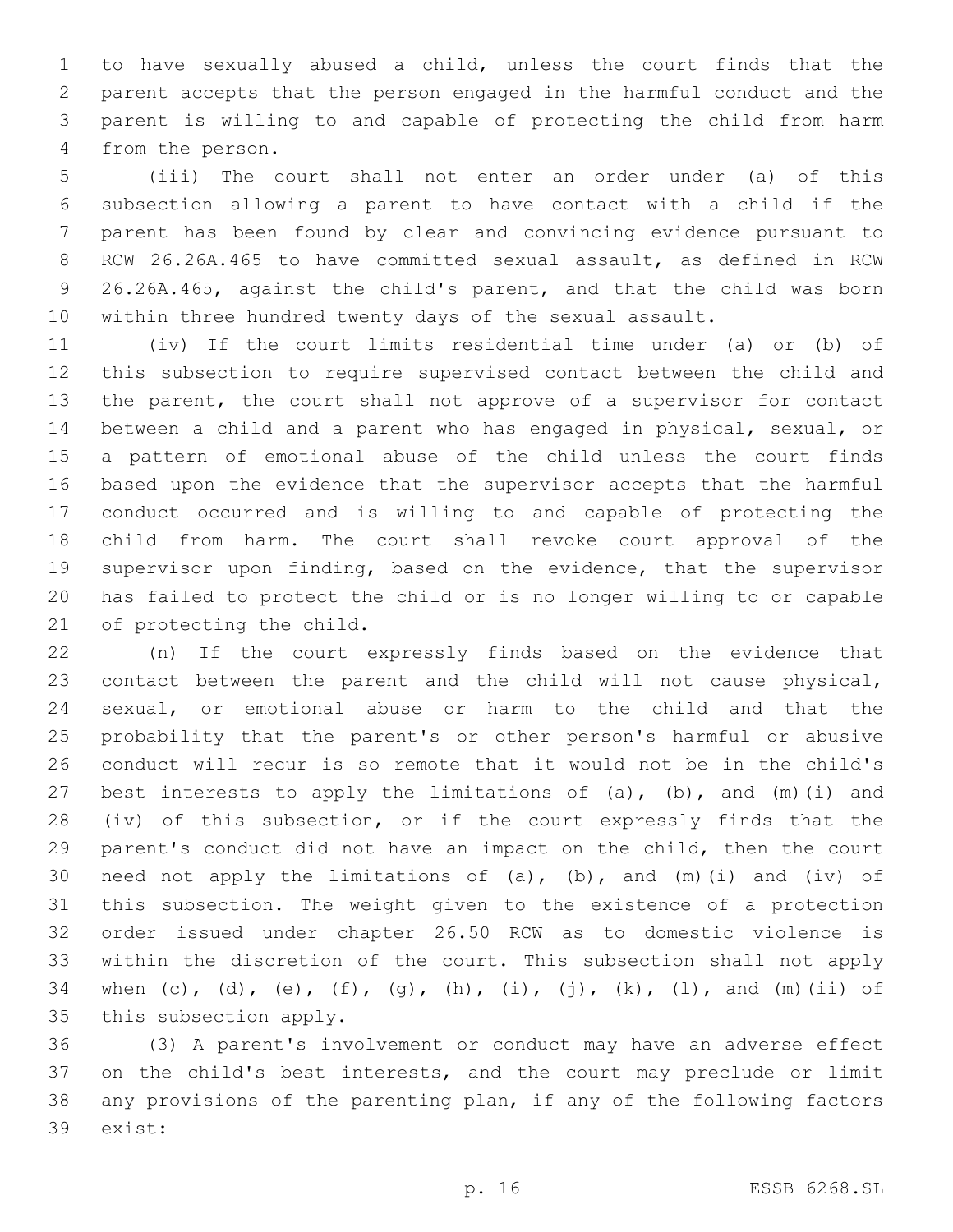to have sexually abused a child, unless the court finds that the parent accepts that the person engaged in the harmful conduct and the parent is willing to and capable of protecting the child from harm from the person.

(iii) The court shall not enter an order under (a) of this subsection allowing a parent to have contact with a child if the parent has been found by clear and convincing evidence pursuant to RCW 26.26A.465 to have committed sexual assault, as defined in RCW 26.26A.465, against the child's parent, and that the child was born within three hundred twenty days of the sexual assault.

(iv) If the court limits residential time under (a) or (b) of this subsection to require supervised contact between the child and the parent, the court shall not approve of a supervisor for contact between a child and a parent who has engaged in physical, sexual, or a pattern of emotional abuse of the child unless the court finds based upon the evidence that the supervisor accepts that the harmful conduct occurred and is willing to and capable of protecting the child from harm. The court shall revoke court approval of the supervisor upon finding, based on the evidence, that the supervisor has failed to protect the child or is no longer willing to or capable of protecting the child.

(n) If the court expressly finds based on the evidence that contact between the parent and the child will not cause physical, sexual, or emotional abuse or harm to the child and that the probability that the parent's or other person's harmful or abusive conduct will recur is so remote that it would not be in the child's best interests to apply the limitations of (a), (b), and (m)(i) and (iv) of this subsection, or if the court expressly finds that the parent's conduct did not have an impact on the child, then the court need not apply the limitations of (a), (b), and (m)(i) and (iv) of this subsection. The weight given to the existence of a protection order issued under chapter 26.50 RCW as to domestic violence is within the discretion of the court. This subsection shall not apply when (c), (d), (e), (f), (g), (h), (i), (j), (k), (l), and (m)(ii) of this subsection apply.

(3) A parent's involvement or conduct may have an adverse effect on the child's best interests, and the court may preclude or limit any provisions of the parenting plan, if any of the following factors exist: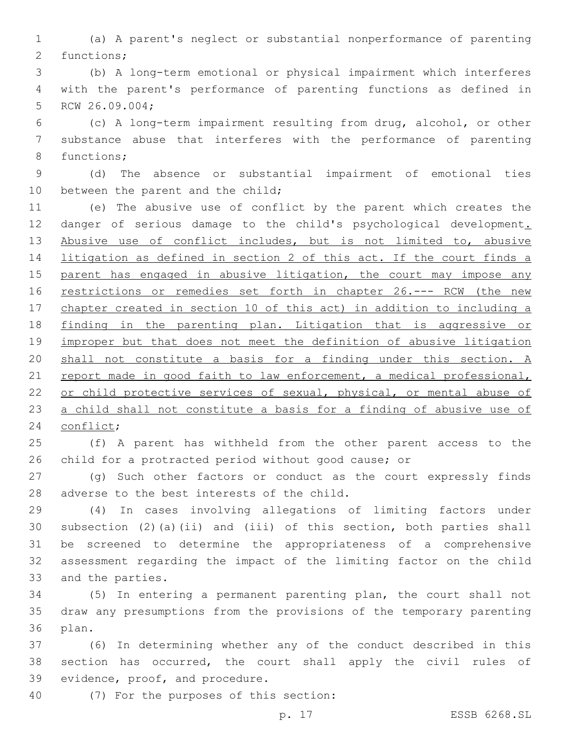(a) A parent's neglect or substantial nonperformance of parenting functions;

(b) A long-term emotional or physical impairment which interferes with the parent's performance of parenting functions as defined in RCW 26.09.004;

(c) A long-term impairment resulting from drug, alcohol, or other substance abuse that interferes with the performance of parenting functions;

(d) The absence or substantial impairment of emotional ties between the parent and the child;

(e) The abusive use of conflict by the parent which creates the danger of serious damage to the child's psychological development. Abusive use of conflict includes, but is not limited to, abusive litigation as defined in section 2 of this act. If the court finds a parent has engaged in abusive litigation, the court may impose any restrictions or remedies set forth in chapter 26.--- RCW (the new chapter created in section 10 of this act) in addition to including a finding in the parenting plan. Litigation that is aggressive or improper but that does not meet the definition of abusive litigation shall not constitute a basis for a finding under this section. A report made in good faith to law enforcement, a medical professional, or child protective services of sexual, physical, or mental abuse of a child shall not constitute a basis for a finding of abusive use of conflict;

(f) A parent has withheld from the other parent access to the child for a protracted period without good cause; or

(g) Such other factors or conduct as the court expressly finds adverse to the best interests of the child.

(4) In cases involving allegations of limiting factors under subsection (2)(a)(ii) and (iii) of this section, both parties shall be screened to determine the appropriateness of a comprehensive assessment regarding the impact of the limiting factor on the child and the parties.

(5) In entering a permanent parenting plan, the court shall not draw any presumptions from the provisions of the temporary parenting plan.

(6) In determining whether any of the conduct described in this section has occurred, the court shall apply the civil rules of evidence, proof, and procedure.

(7) For the purposes of this section: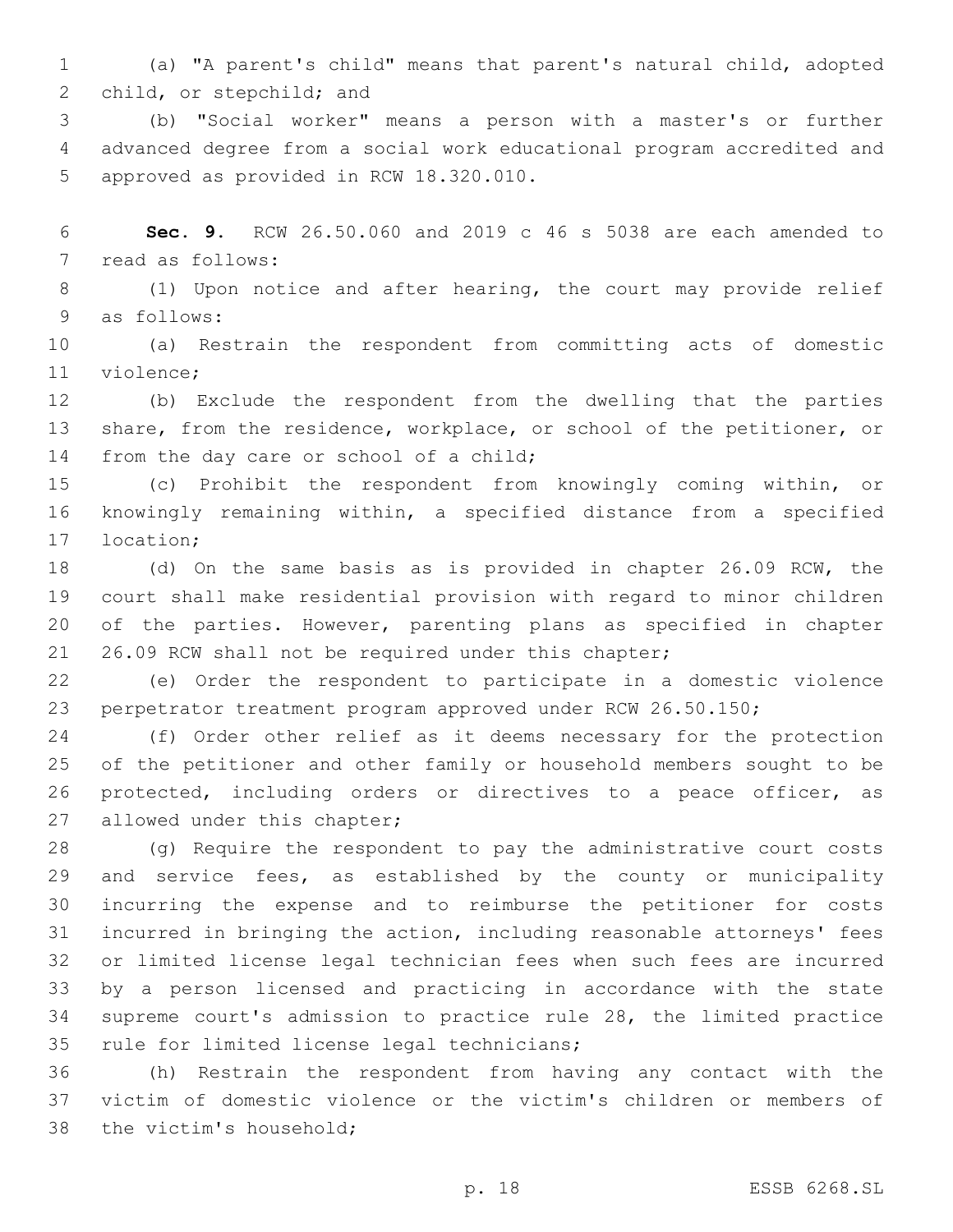(a) "A parent's child" means that parent's natural child, adopted child, or stepchild; and

(b) "Social worker" means a person with a master's or further advanced degree from a social work educational program accredited and approved as provided in RCW 18.320.010.

**Sec. 9.** RCW 26.50.060 and 2019 c 46 s 5038 are each amended to read as follows:

(1) Upon notice and after hearing, the court may provide relief as follows:

(a) Restrain the respondent from committing acts of domestic violence;

(b) Exclude the respondent from the dwelling that the parties share, from the residence, workplace, or school of the petitioner, or from the day care or school of a child;

(c) Prohibit the respondent from knowingly coming within, or knowingly remaining within, a specified distance from a specified location;

(d) On the same basis as is provided in chapter 26.09 RCW, the court shall make residential provision with regard to minor children of the parties. However, parenting plans as specified in chapter 26.09 RCW shall not be required under this chapter;

(e) Order the respondent to participate in a domestic violence perpetrator treatment program approved under RCW 26.50.150;

(f) Order other relief as it deems necessary for the protection of the petitioner and other family or household members sought to be protected, including orders or directives to a peace officer, as allowed under this chapter;

(g) Require the respondent to pay the administrative court costs and service fees, as established by the county or municipality incurring the expense and to reimburse the petitioner for costs incurred in bringing the action, including reasonable attorneys' fees or limited license legal technician fees when such fees are incurred by a person licensed and practicing in accordance with the state supreme court's admission to practice rule 28, the limited practice rule for limited license legal technicians;

(h) Restrain the respondent from having any contact with the victim of domestic violence or the victim's children or members of the victim's household;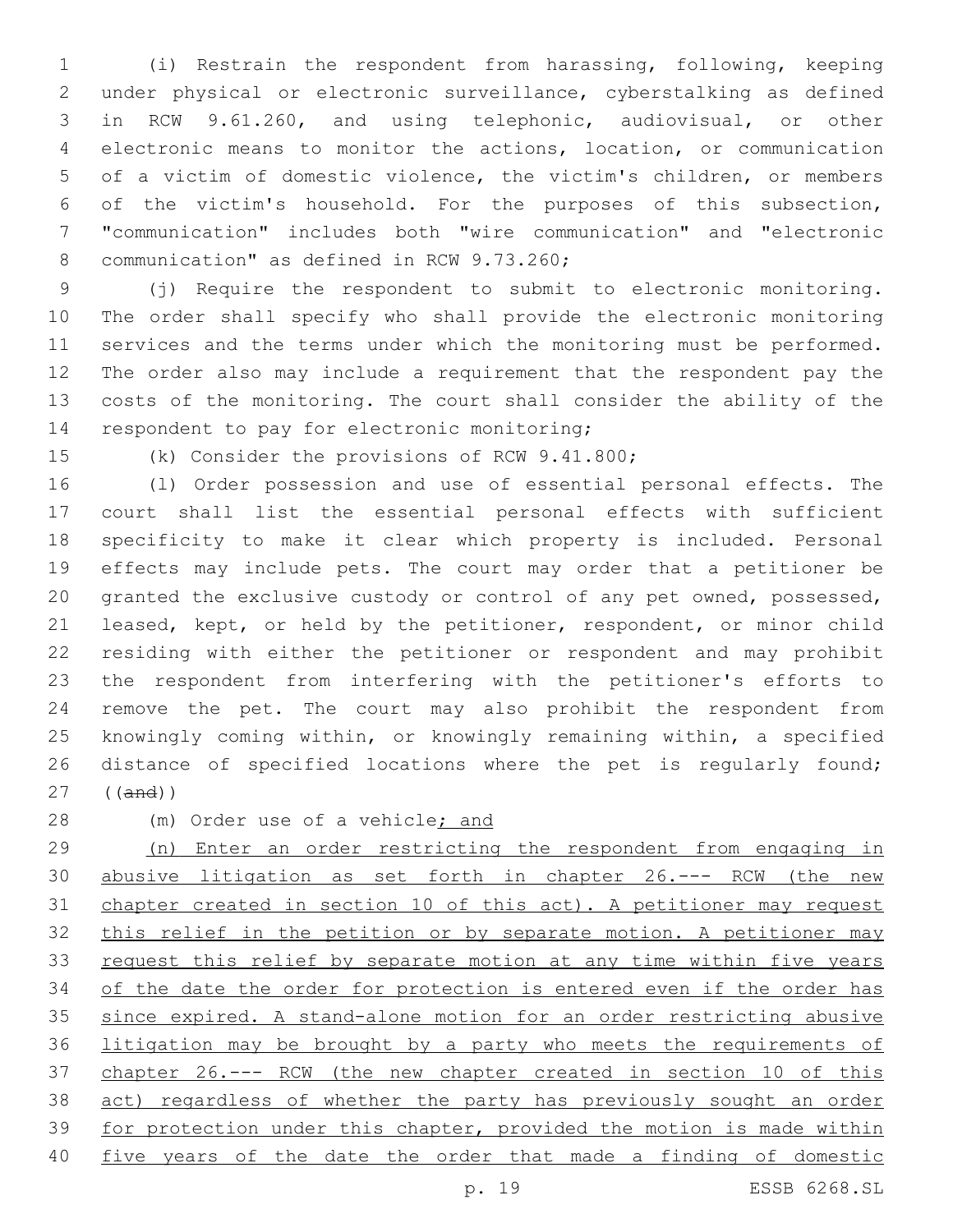(i) Restrain the respondent from harassing, following, keeping under physical or electronic surveillance, cyberstalking as defined in RCW 9.61.260, and using telephonic, audiovisual, or other electronic means to monitor the actions, location, or communication of a victim of domestic violence, the victim's children, or members of the victim's household. For the purposes of this subsection, "communication" includes both "wire communication" and "electronic communication" as defined in RCW 9.73.260;

(j) Require the respondent to submit to electronic monitoring. The order shall specify who shall provide the electronic monitoring services and the terms under which the monitoring must be performed. The order also may include a requirement that the respondent pay the costs of the monitoring. The court shall consider the ability of the respondent to pay for electronic monitoring;

(k) Consider the provisions of RCW 9.41.800;

(l) Order possession and use of essential personal effects. The court shall list the essential personal effects with sufficient specificity to make it clear which property is included. Personal effects may include pets. The court may order that a petitioner be granted the exclusive custody or control of any pet owned, possessed, leased, kept, or held by the petitioner, respondent, or minor child residing with either the petitioner or respondent and may prohibit the respondent from interfering with the petitioner's efforts to remove the pet. The court may also prohibit the respondent from knowingly coming within, or knowingly remaining within, a specified distance of specified locations where the pet is regularly found; ((~~and~~))

(m) Order use of a vehicle; and

(n) Enter an order restricting the respondent from engaging in abusive litigation as set forth in chapter 26.--- RCW (the new chapter created in section 10 of this act). A petitioner may request this relief in the petition or by separate motion. A petitioner may request this relief by separate motion at any time within five years of the date the order for protection is entered even if the order has since expired. A stand-alone motion for an order restricting abusive litigation may be brought by a party who meets the requirements of chapter 26.--- RCW (the new chapter created in section 10 of this act) regardless of whether the party has previously sought an order for protection under this chapter, provided the motion is made within five years of the date the order that made a finding of domestic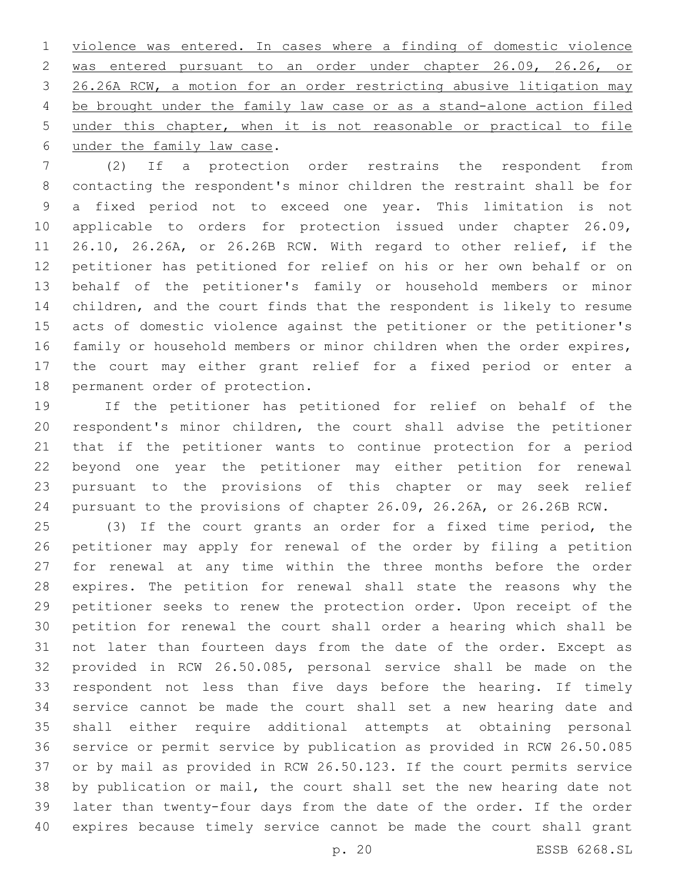violence was entered. In cases where a finding of domestic violence was entered pursuant to an order under chapter 26.09, 26.26, or 26.26A RCW, a motion for an order restricting abusive litigation may be brought under the family law case or as a stand-alone action filed under this chapter, when it is not reasonable or practical to file under the family law case.

(2) If a protection order restrains the respondent from contacting the respondent's minor children the restraint shall be for a fixed period not to exceed one year. This limitation is not applicable to orders for protection issued under chapter 26.09, 26.10, 26.26A, or 26.26B RCW. With regard to other relief, if the petitioner has petitioned for relief on his or her own behalf or on behalf of the petitioner's family or household members or minor children, and the court finds that the respondent is likely to resume acts of domestic violence against the petitioner or the petitioner's family or household members or minor children when the order expires, the court may either grant relief for a fixed period or enter a permanent order of protection.

If the petitioner has petitioned for relief on behalf of the respondent's minor children, the court shall advise the petitioner that if the petitioner wants to continue protection for a period beyond one year the petitioner may either petition for renewal pursuant to the provisions of this chapter or may seek relief pursuant to the provisions of chapter 26.09, 26.26A, or 26.26B RCW.

(3) If the court grants an order for a fixed time period, the petitioner may apply for renewal of the order by filing a petition for renewal at any time within the three months before the order expires. The petition for renewal shall state the reasons why the petitioner seeks to renew the protection order. Upon receipt of the petition for renewal the court shall order a hearing which shall be not later than fourteen days from the date of the order. Except as provided in RCW 26.50.085, personal service shall be made on the respondent not less than five days before the hearing. If timely service cannot be made the court shall set a new hearing date and shall either require additional attempts at obtaining personal service or permit service by publication as provided in RCW 26.50.085 or by mail as provided in RCW 26.50.123. If the court permits service by publication or mail, the court shall set the new hearing date not later than twenty-four days from the date of the order. If the order expires because timely service cannot be made the court shall grant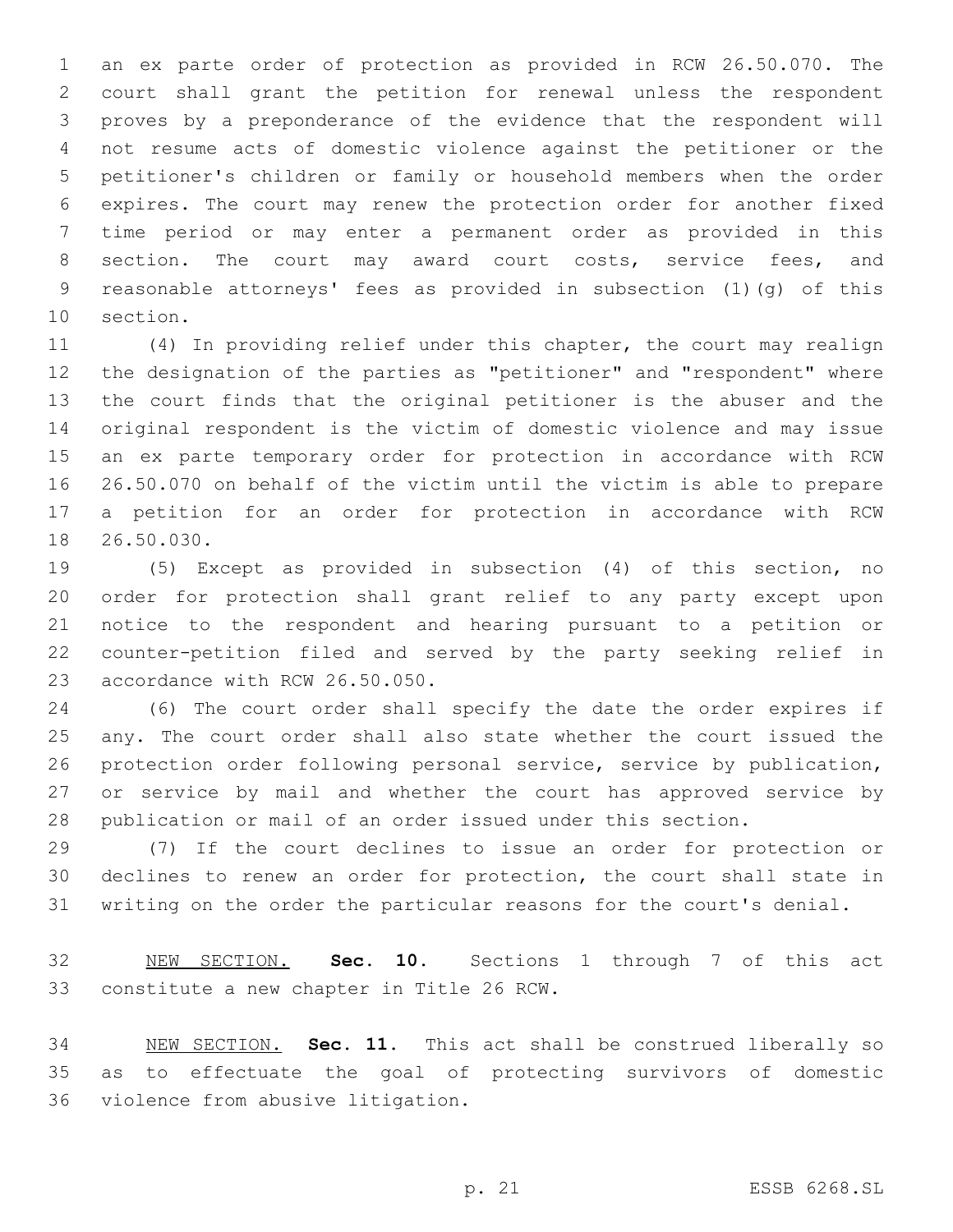an ex parte order of protection as provided in RCW 26.50.070. The court shall grant the petition for renewal unless the respondent proves by a preponderance of the evidence that the respondent will not resume acts of domestic violence against the petitioner or the petitioner's children or family or household members when the order expires. The court may renew the protection order for another fixed time period or may enter a permanent order as provided in this section. The court may award court costs, service fees, and reasonable attorneys' fees as provided in subsection (1)(g) of this section.

(4) In providing relief under this chapter, the court may realign the designation of the parties as "petitioner" and "respondent" where the court finds that the original petitioner is the abuser and the original respondent is the victim of domestic violence and may issue an ex parte temporary order for protection in accordance with RCW 26.50.070 on behalf of the victim until the victim is able to prepare a petition for an order for protection in accordance with RCW 26.50.030.

(5) Except as provided in subsection (4) of this section, no order for protection shall grant relief to any party except upon notice to the respondent and hearing pursuant to a petition or counter-petition filed and served by the party seeking relief in accordance with RCW 26.50.050.

(6) The court order shall specify the date the order expires if any. The court order shall also state whether the court issued the protection order following personal service, service by publication, or service by mail and whether the court has approved service by publication or mail of an order issued under this section.

(7) If the court declines to issue an order for protection or declines to renew an order for protection, the court shall state in writing on the order the particular reasons for the court's denial.

NEW SECTION. **Sec. 10.** Sections 1 through 7 of this act constitute a new chapter in Title 26 RCW.

NEW SECTION. **Sec. 11.** This act shall be construed liberally so as to effectuate the goal of protecting survivors of domestic violence from abusive litigation.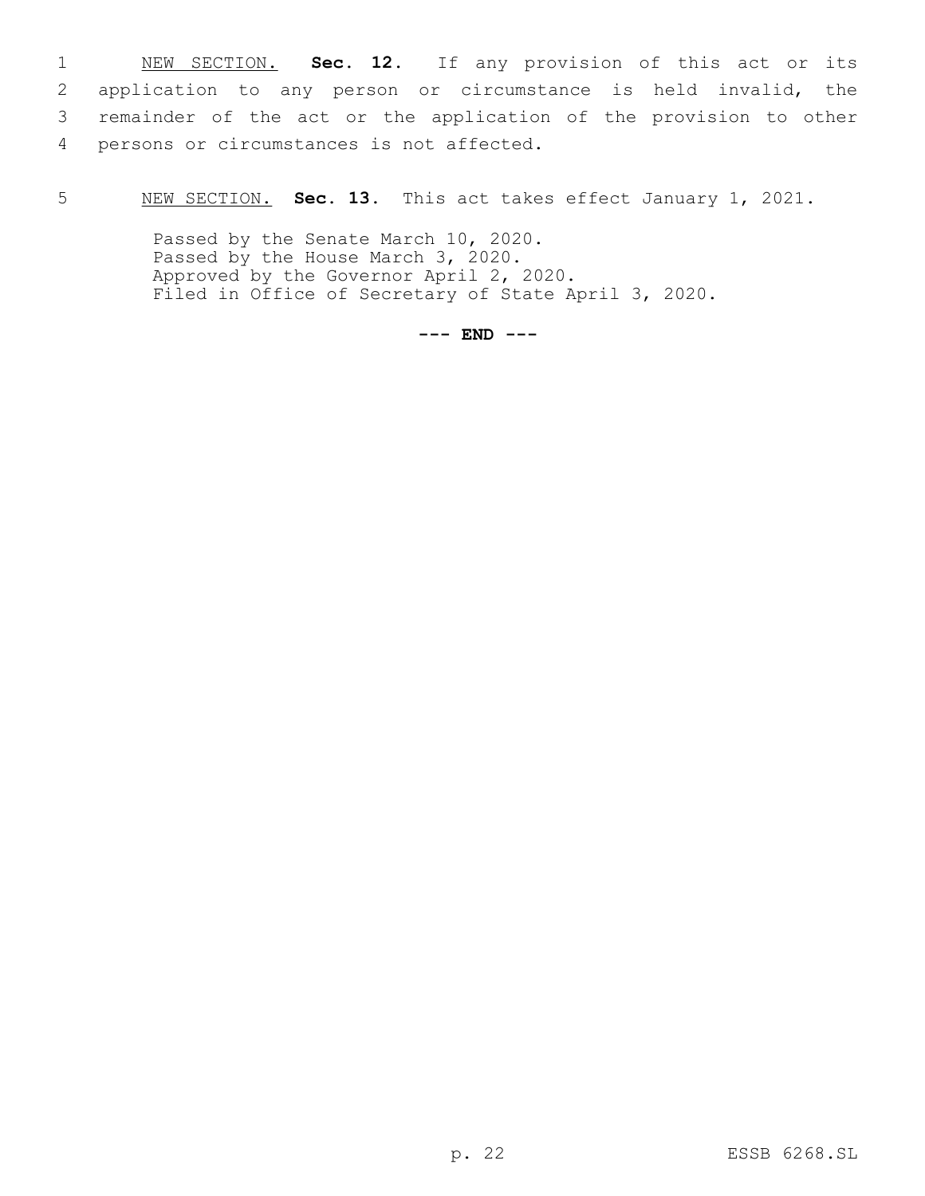NEW SECTION. **Sec. 12.** If any provision of this act or its application to any person or circumstance is held invalid, the remainder of the act or the application of the provision to other persons or circumstances is not affected.

NEW SECTION. **Sec. 13.** This act takes effect January 1, 2021.

Passed by the Senate March 10, 2020.
Passed by the House March 3, 2020.
Approved by the Governor April 2, 2020.
Filed in Office of Secretary of State April 3, 2020.

**--- END ---**